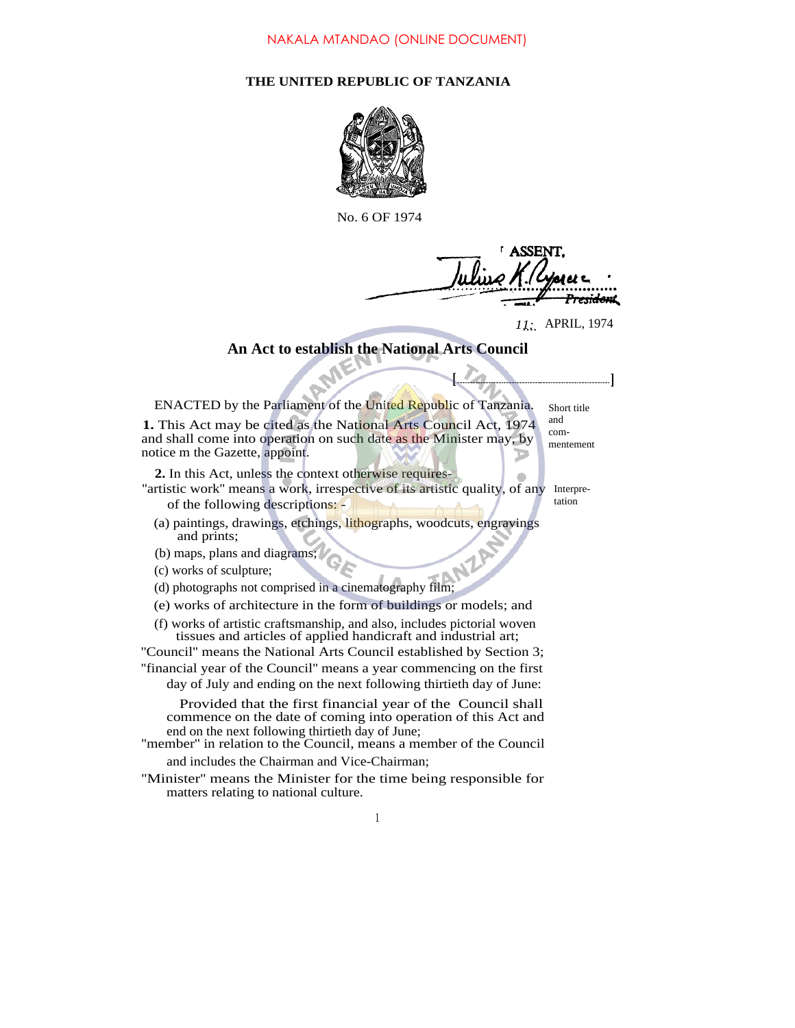NAKALA MTANDAO (ONLINE DOCUMENT)

**THE UNITED REPUBLIC OF TANZANIA**

No. 6 OF 1974

ASSENT.

Julius K. Nyerere
President

11. APRIL, 1974

# An Act to establish the National Arts Council

[..............................]

ENACTED by the Parliament of the United Republic of Tanzania.

*Short title and commentement*

**1.** This Act may be cited as the National Arts Council Act, 1974 and shall come into operation on such date as the Minister may, by notice m the Gazette, appoint.

*Interpretation*

**2.** In this Act, unless the context otherwise requires-

"artistic work" means a work, irrespective of its artistic quality, of any of the following descriptions: -

(a) paintings, drawings, etchings, lithographs, woodcuts, engravings and prints;

(b) maps, plans and diagrams;

(c) works of sculpture;

(d) photographs not comprised in a cinematography film;

(e) works of architecture in the form of buildings or models; and

(f) works of artistic craftsmanship, and also, includes pictorial woven tissues and articles of applied handicraft and industrial art;

"Council" means the National Arts Council established by Section 3;

"financial year of the Council" means a year commencing on the first day of July and ending on the next following thirtieth day of June:

Provided that the first financial year of the Council shall commence on the date of coming into operation of this Act and end on the next following thirtieth day of June;

"member" in relation to the Council, means a member of the Council and includes the Chairman and Vice-Chairman;

"Minister" means the Minister for the time being responsible for matters relating to national culture.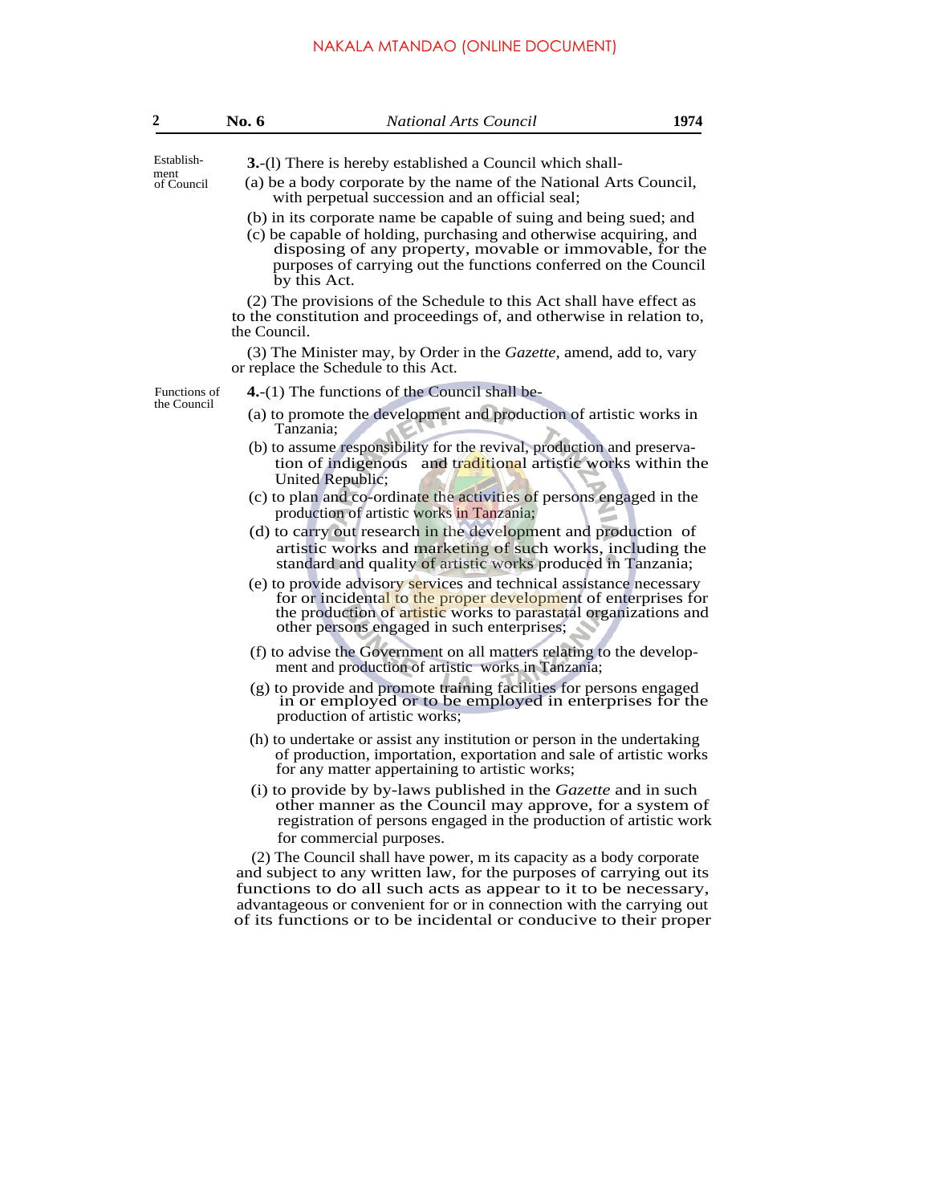Establishment of Council

**3.**-(l) There is hereby established a Council which shall-

(a) be a body corporate by the name of the National Arts Council, with perpetual succession and an official seal;

(b) in its corporate name be capable of suing and being sued; and

(c) be capable of holding, purchasing and otherwise acquiring, and disposing of any property, movable or immovable, for the purposes of carrying out the functions conferred on the Council by this Act.

(2) The provisions of the Schedule to this Act shall have effect as to the constitution and proceedings of, and otherwise in relation to, the Council.

(3) The Minister may, by Order in the *Gazette*, amend, add to, vary or replace the Schedule to this Act.

Functions of the Council

**4.**-(1) The functions of the Council shall be-

(a) to promote the development and production of artistic works in Tanzania;

(b) to assume responsibility for the revival, production and preservation of indigenous and traditional artistic works within the United Republic;

(c) to plan and co-ordinate the activities of persons engaged in the production of artistic works in Tanzania;

(d) to carry out research in the development and production of artistic works and marketing of such works, including the standard and quality of artistic works produced in Tanzania;

(e) to provide advisory services and technical assistance necessary for or incidental to the proper development of enterprises for the production of artistic works to parastatal organizations and other persons engaged in such enterprises;

(f) to advise the Government on all matters relating to the development and production of artistic works in Tanzania;

(g) to provide and promote training facilities for persons engaged in or employed or to be employed in enterprises for the production of artistic works;

(h) to undertake or assist any institution or person in the undertaking of production, importation, exportation and sale of artistic works for any matter appertaining to artistic works;

(i) to provide by by-laws published in the *Gazette* and in such other manner as the Council may approve, for a system of registration of persons engaged in the production of artistic work for commercial purposes.

(2) The Council shall have power, m its capacity as a body corporate and subject to any written law, for the purposes of carrying out its functions to do all such acts as appear to it to be necessary, advantageous or convenient for or in connection with the carrying out of its functions or to be incidental or conducive to their proper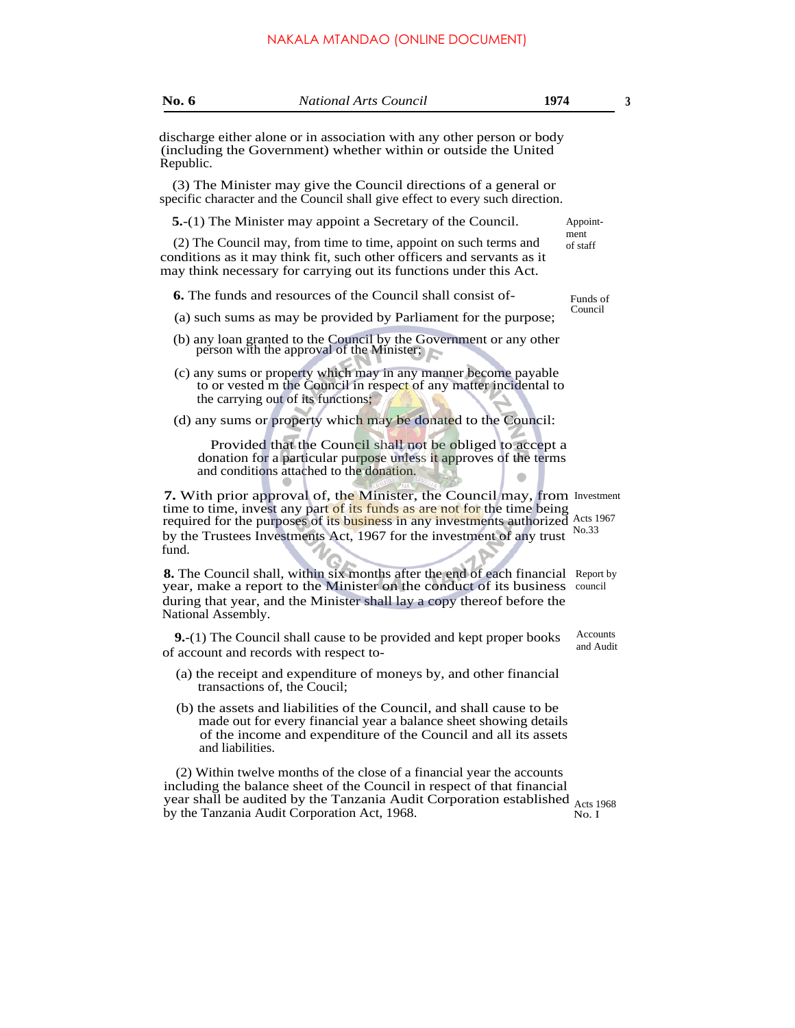discharge either alone or in association with any other person or body (including the Government) whether within or outside the United Republic.

(3) The Minister may give the Council directions of a general or specific character and the Council shall give effect to every such direction.

Appointment of staff

**5.**-(1) The Minister may appoint a Secretary of the Council.

(2) The Council may, from time to time, appoint on such terms and conditions as it may think fit, such other officers and servants as it may think necessary for carrying out its functions under this Act.

Funds of Council

**6.** The funds and resources of the Council shall consist of-

(a) such sums as may be provided by Parliament for the purpose;

(b) any loan granted to the Council by the Government or any other person with the approval of the Minister;

(c) any sums or property which may in any manner become payable to or vested m the Council in respect of any matter incidental to the carrying out of its functions;

(d) any sums or property which may be donated to the Council:

Provided that the Council shall not be obliged to accept a donation for a particular purpose unless it approves of the terms and conditions attached to the donation.

Investment

Acts 1967 No.33

**7.** With prior approval of, the Minister, the Council may, from time to time, invest any part of its funds as are not for the time being required for the purposes of its business in any investments authorized by the Trustees Investments Act, 1967 for the investment of any trust fund.

Report by council

**8.** The Council shall, within six months after the end of each financial year, make a report to the Minister on the conduct of its business during that year, and the Minister shall lay a copy thereof before the National Assembly.

Accounts and Audit

**9.**-(1) The Council shall cause to be provided and kept proper books of account and records with respect to-

(a) the receipt and expenditure of moneys by, and other financial transactions of, the Coucil;

(b) the assets and liabilities of the Council, and shall cause to be made out for every financial year a balance sheet showing details of the income and expenditure of the Council and all its assets and liabilities.

(2) Within twelve months of the close of a financial year the accounts including the balance sheet of the Council in respect of that financial year shall be audited by the Tanzania Audit Corporation established by the Tanzania Audit Corporation Act, 1968.

Acts 1968 No. I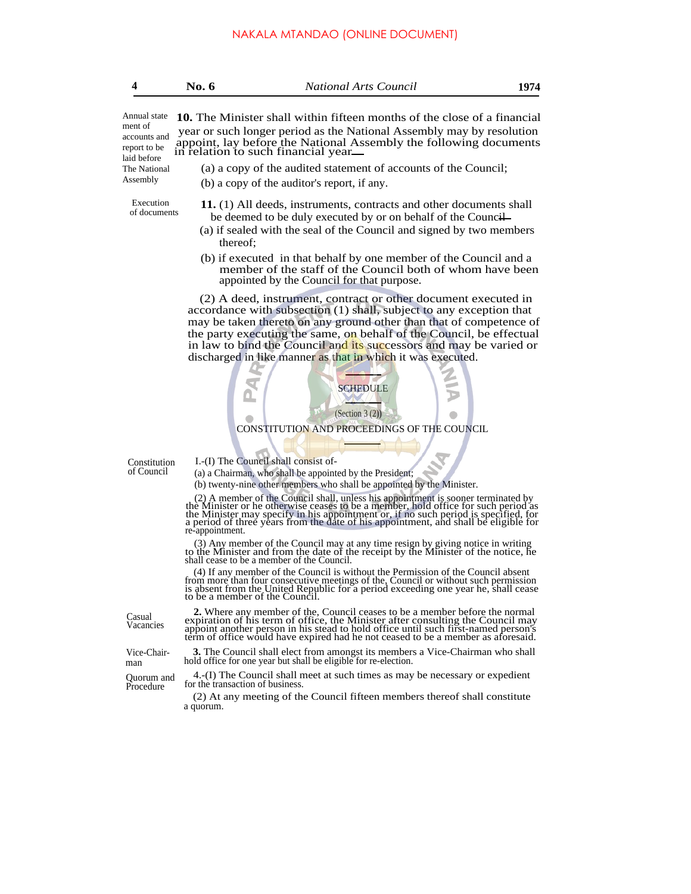**Annual statement of accounts and report to be laid before The National Assembly**

**10.** The Minister shall within fifteen months of the close of a financial year or such longer period as the National Assembly may by resolution appoint, lay before the National Assembly the following documents in relation to such financial year—

(a) a copy of the audited statement of accounts of the Council;

(b) a copy of the auditor's report, if any.

**Execution of documents**

**11.** (1) All deeds, instruments, contracts and other documents shall be deemed to be duly executed by or on behalf of the Council—

(a) if sealed with the seal of the Council and signed by two members thereof;

(b) if executed in that behalf by one member of the Council and a member of the staff of the Council both of whom have been appointed by the Council for that purpose.

(2) A deed, instrument, contract or other document executed in accordance with subsection (1) shall, subject to any exception that may be taken thereto on any ground other than that of competence of the party executing the same, on behalf of the Council, be effectual in law to bind the Council and its successors and may be varied or discharged in like manner as that in which it was executed.

## SCHEDULE

(Section 3 (2))

### CONSTITUTION AND PROCEEDINGS OF THE COUNCIL

**Constitution of Council**

1.-(I) The Council shall consist of-

(a) a Chairman, who shall be appointed by the President;

(b) twenty-nine other members who shall be appointed by the Minister.

(2) A member of the Council shall, unless his appointment is sooner terminated by the Minister or he otherwise ceases to be a member, hold office for such period as the Minister may specify in his appointment or, if no such period is specified, for a period of three years from the date of his appointment, and shall be eligible for re-appointment.

(3) Any member of the Council may at any time resign by giving notice in writing to the Minister and from the date of the receipt by the Minister of the notice, he shall cease to be a member of the Council.

(4) If any member of the Council is without the Permission of the Council absent from more than four consecutive meetings of the, Council or without such permission is absent from the United Republic for a period exceeding one year he, shall cease to be a member of the Council.

**Casual Vacancies**

**2.** Where any member of the, Council ceases to be a member before the normal expiration of his term of office, the Minister after consulting the Council may appoint another person in his stead to hold office until such first-named person's term of office would have expired had he not ceased to be a member as aforesaid.

**Vice-Chairman**

**3.** The Council shall elect from amongst its members a Vice-Chairman who shall hold office for one year but shall be eligible for re-election.

**Quorum and Procedure**

4.-(I) The Council shall meet at such times as may be necessary or expedient for the transaction of business.

(2) At any meeting of the Council fifteen members thereof shall constitute a quorum.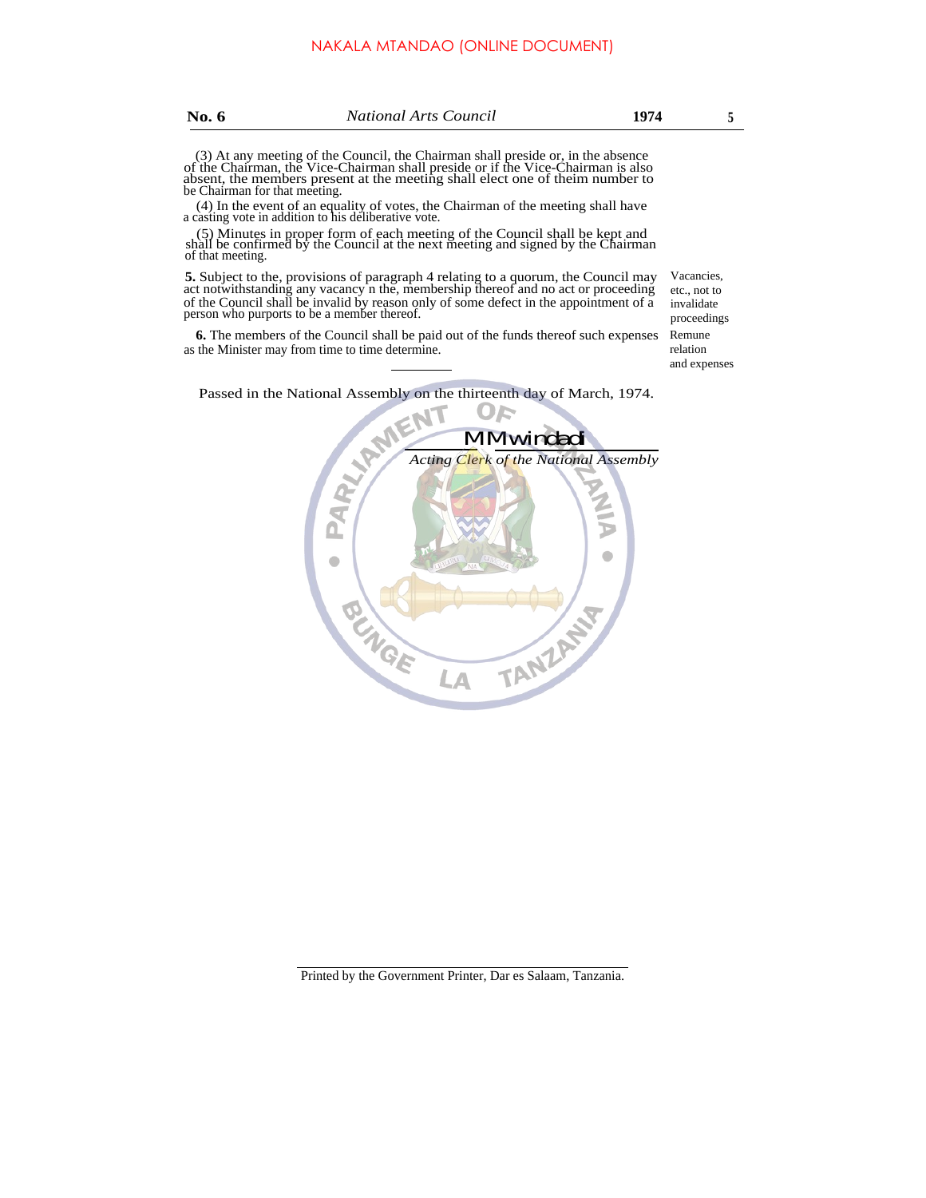(3) At any meeting of the Council, the Chairman shall preside or, in the absence of the Chairman, the Vice-Chairman shall preside or if the Vice-Chairman is also absent, the members present at the meeting shall elect one of theim number to be Chairman for that meeting.

(4) In the event of an equality of votes, the Chairman of the meeting shall have a casting vote in addition to his deliberative vote.

(5) Minutes in proper form of each meeting of the Council shall be kept and shall be confirmed by the Council at the next meeting and signed by the Chairman of that meeting.

Vacancies, etc., not to invalidate proceedings

**5.** Subject to the, provisions of paragraph 4 relating to a quorum, the Council may act notwithstanding any vacancy n the, membership thereof and no act or proceeding of the Council shall be invalid by reason only of some defect in the appointment of a person who purports to be a member thereof.

Remune relation and expenses

**6.** The members of the Council shall be paid out of the funds thereof such expenses as the Minister may from time to time determine.

---

Passed in the National Assembly on the thirteenth day of March, 1974.

M Mwindadi

*Acting Clerk of the National Assembly*

Printed by the Government Printer, Dar es Salaam, Tanzania.